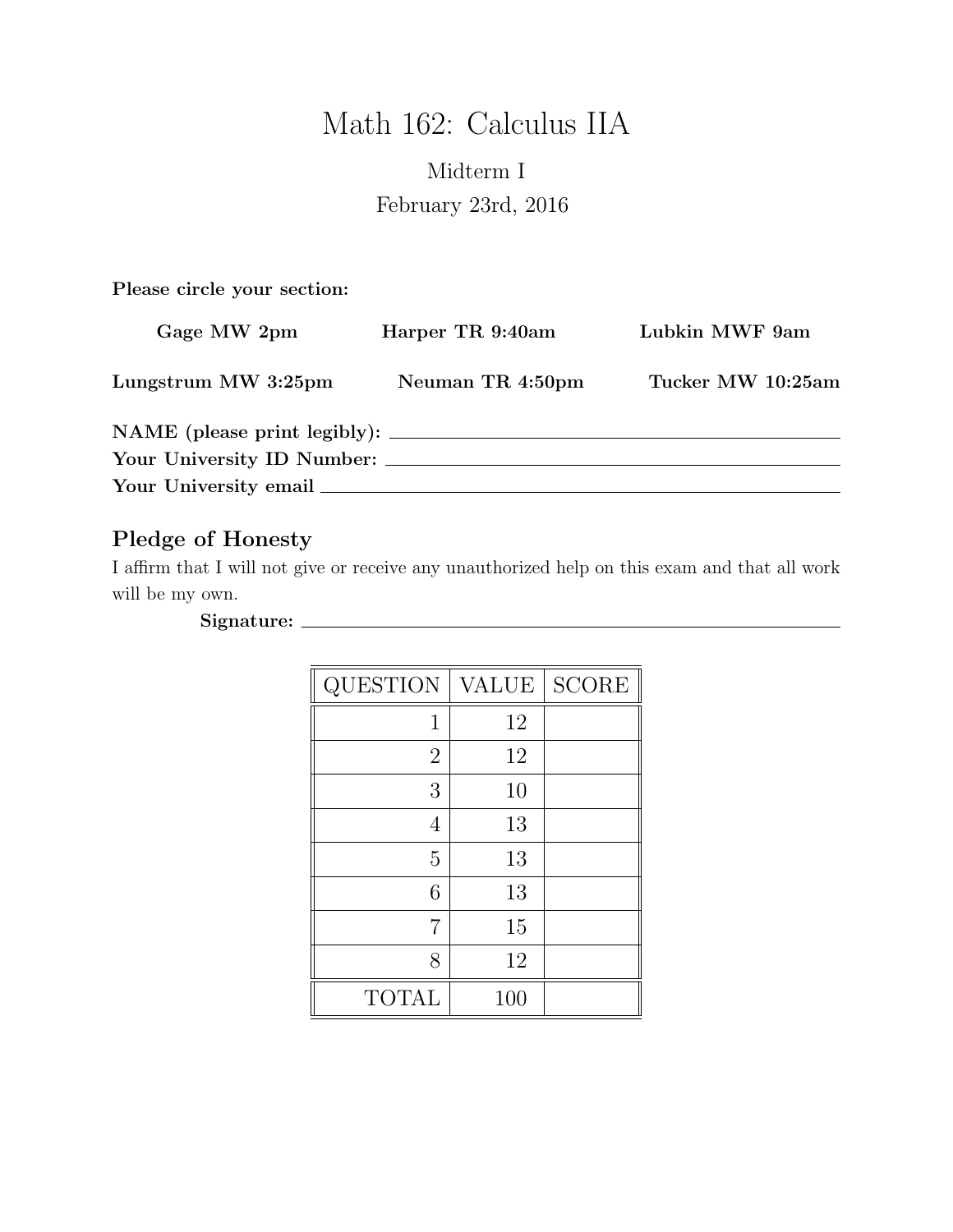# Math 162: Calculus IIA

Midterm I

February 23rd, 2016

**Please circle your section:**

**Gage MW 2pm** **Harper TR 9:40am** **Lubkin MWF 9am**

**Lungstrum MW 3:25pm** **Neuman TR 4:50pm** **Tucker MW 10:25am**

**NAME (please print legibly):** ______________________________

**Your University ID Number:** ______________________________

**Your University email** ______________________________

## Pledge of Honesty

I affirm that I will not give or receive any unauthorized help on this exam and that all work will be my own.

**Signature:** ______________________________

| QUESTION | VALUE | SCORE |
|---|---|---|
| 1 | 12 | |
| 2 | 12 | |
| 3 | 10 | |
| 4 | 13 | |
| 5 | 13 | |
| 6 | 13 | |
| 7 | 15 | |
| 8 | 12 | |
| TOTAL | 100 | |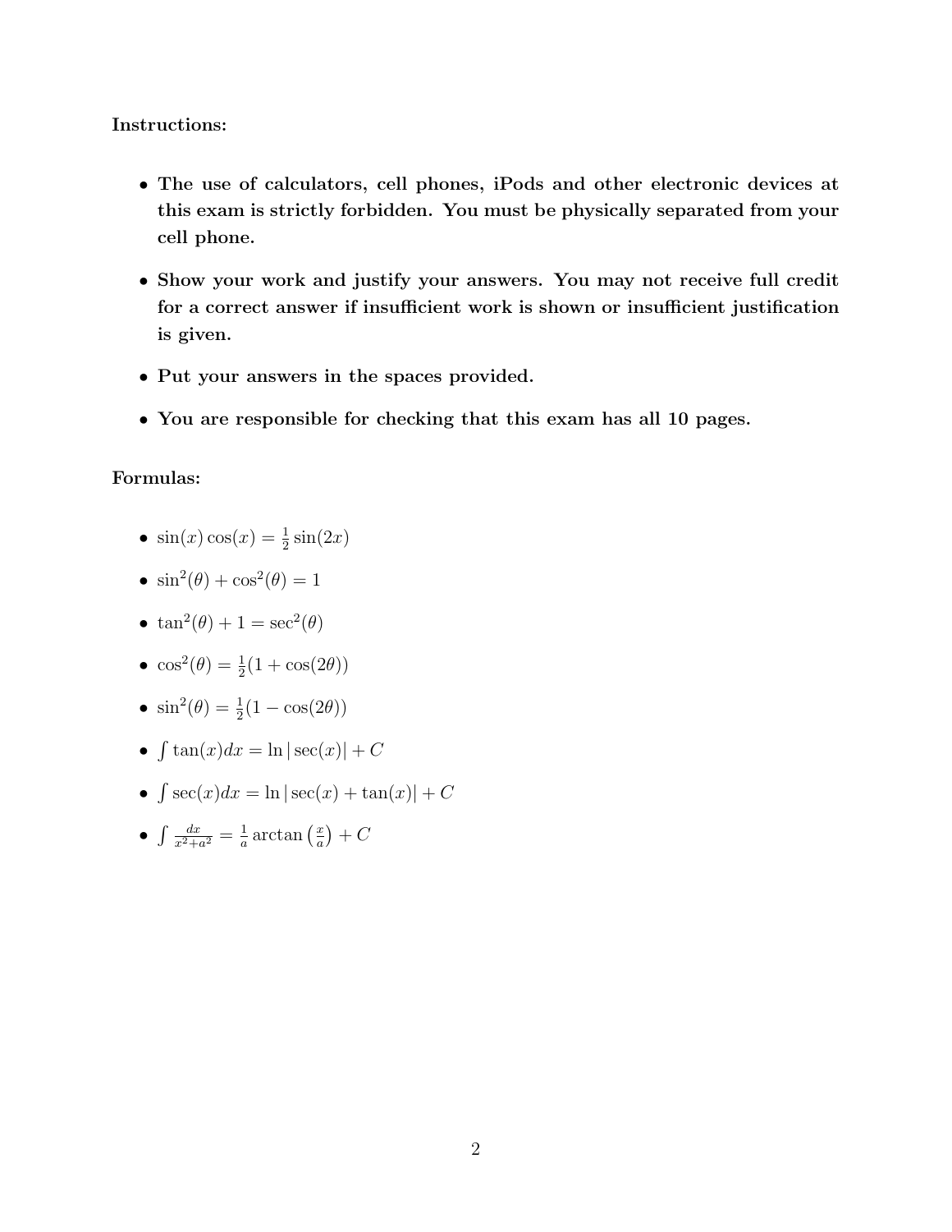**Instructions:**

- **The use of calculators, cell phones, iPods and other electronic devices at this exam is strictly forbidden. You must be physically separated from your cell phone.**
- **Show your work and justify your answers. You may not receive full credit for a correct answer if insufficient work is shown or insufficient justification is given.**
- **Put your answers in the spaces provided.**
- **You are responsible for checking that this exam has all 10 pages.**

**Formulas:**

- $\sin(x)\cos(x) = \frac{1}{2}\sin(2x)$
- $\sin^2(\theta) + \cos^2(\theta) = 1$
- $\tan^2(\theta) + 1 = \sec^2(\theta)$
- $\cos^2(\theta) = \frac{1}{2}(1 + \cos(2\theta))$
- $\sin^2(\theta) = \frac{1}{2}(1 - \cos(2\theta))$
- $\int \tan(x)dx = \ln|\sec(x)| + C$
- $\int \sec(x)dx = \ln|\sec(x) + \tan(x)| + C$
- $\int \frac{dx}{x^2+a^2} = \frac{1}{a}\arctan\left(\frac{x}{a}\right) + C$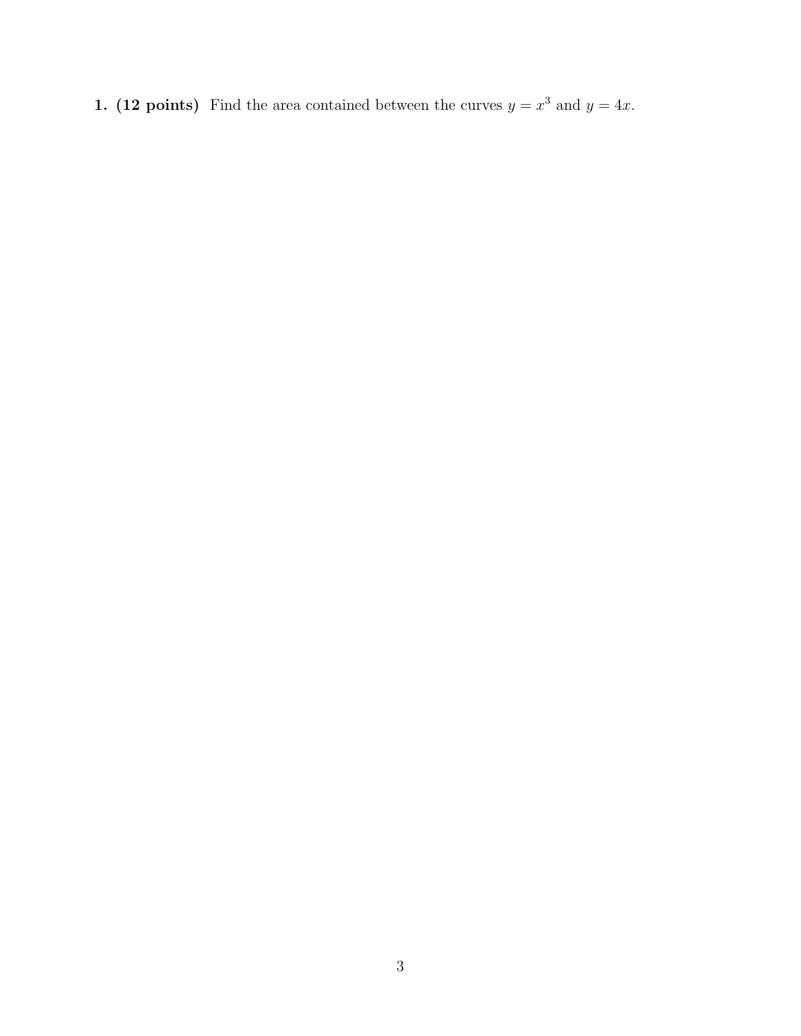**1. (12 points)** Find the area contained between the curves $y = x^3$ and $y = 4x$.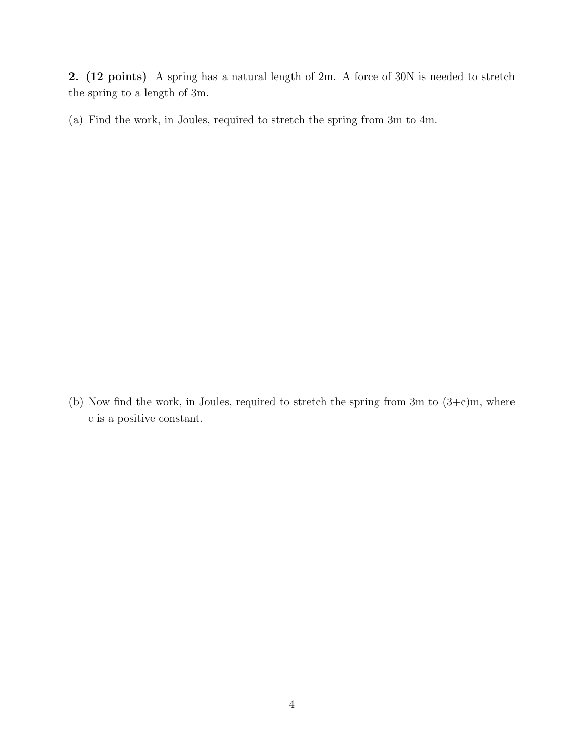**2. (12 points)** A spring has a natural length of 2m. A force of 30N is needed to stretch the spring to a length of 3m.

(a) Find the work, in Joules, required to stretch the spring from 3m to 4m.

(b) Now find the work, in Joules, required to stretch the spring from 3m to (3+c)m, where c is a positive constant.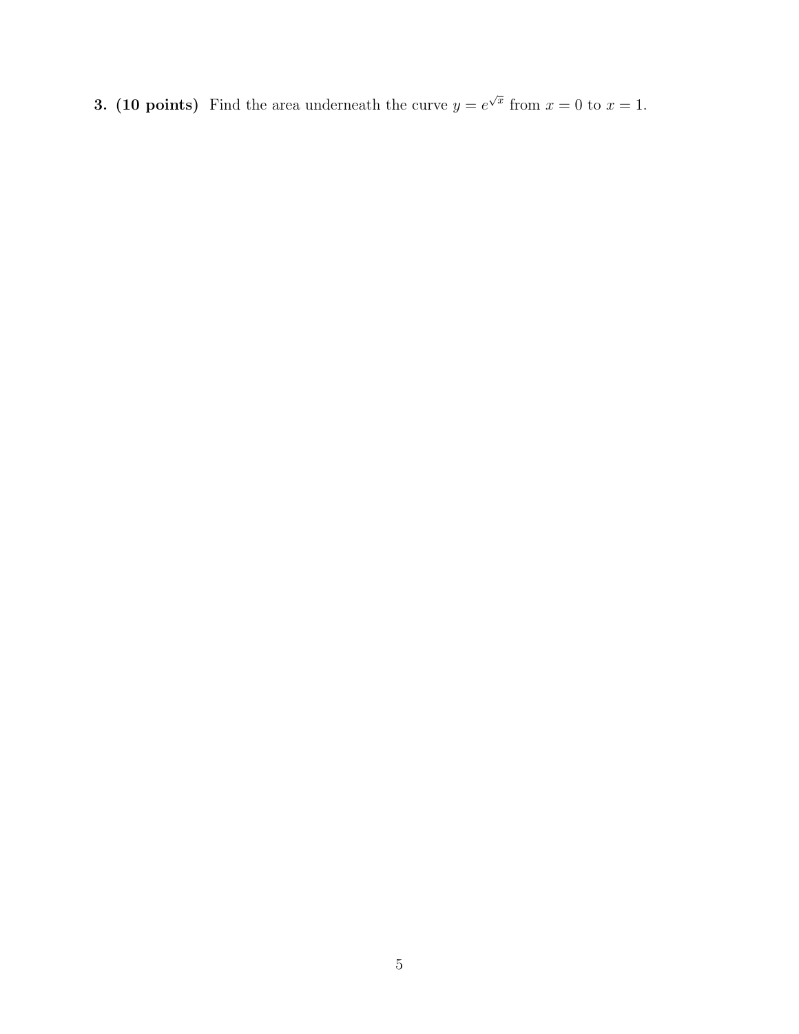**3. (10 points)** Find the area underneath the curve $y = e^{\sqrt{x}}$ from $x = 0$ to $x = 1$.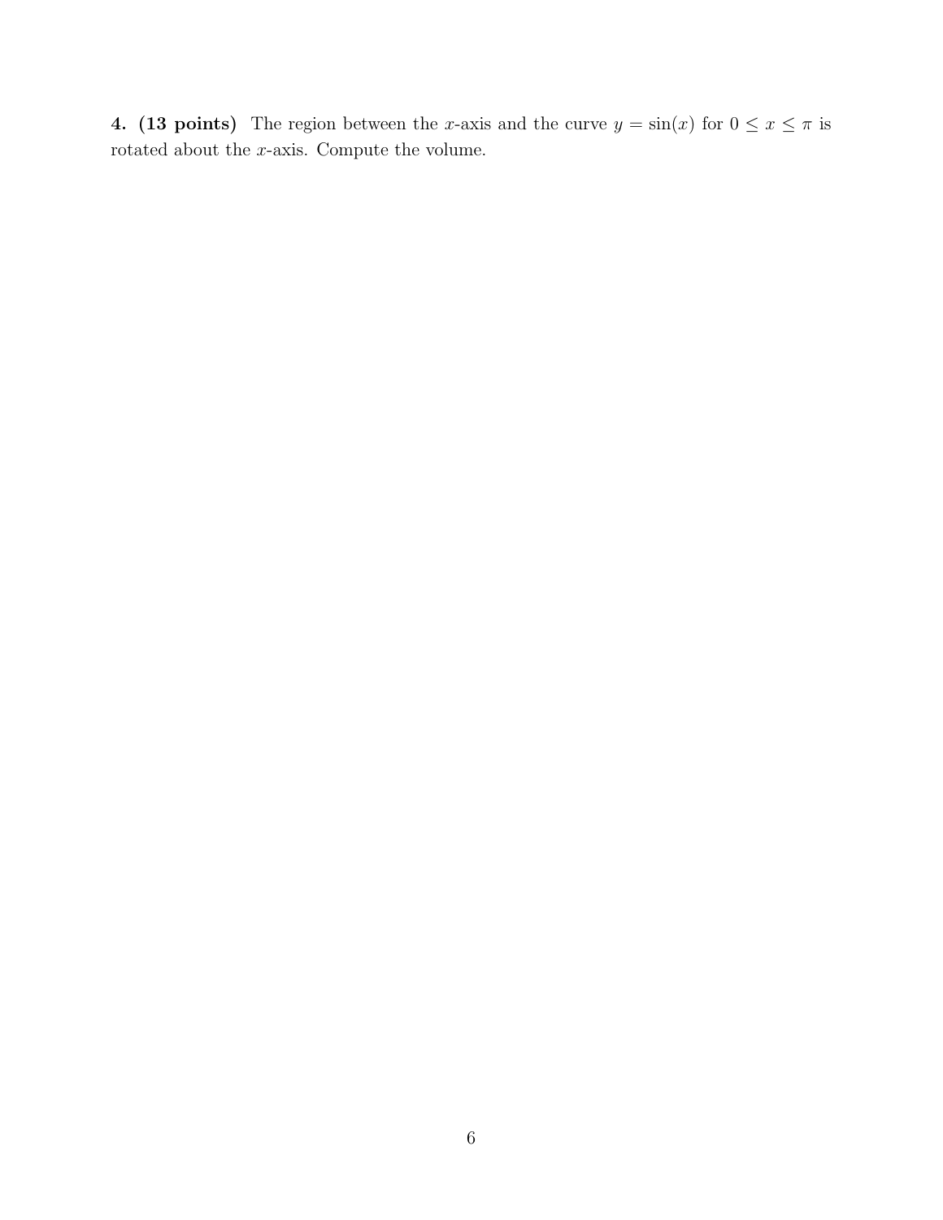**4. (13 points)** The region between the $x$-axis and the curve $y = \sin(x)$ for $0 \leq x \leq \pi$ is rotated about the $x$-axis. Compute the volume.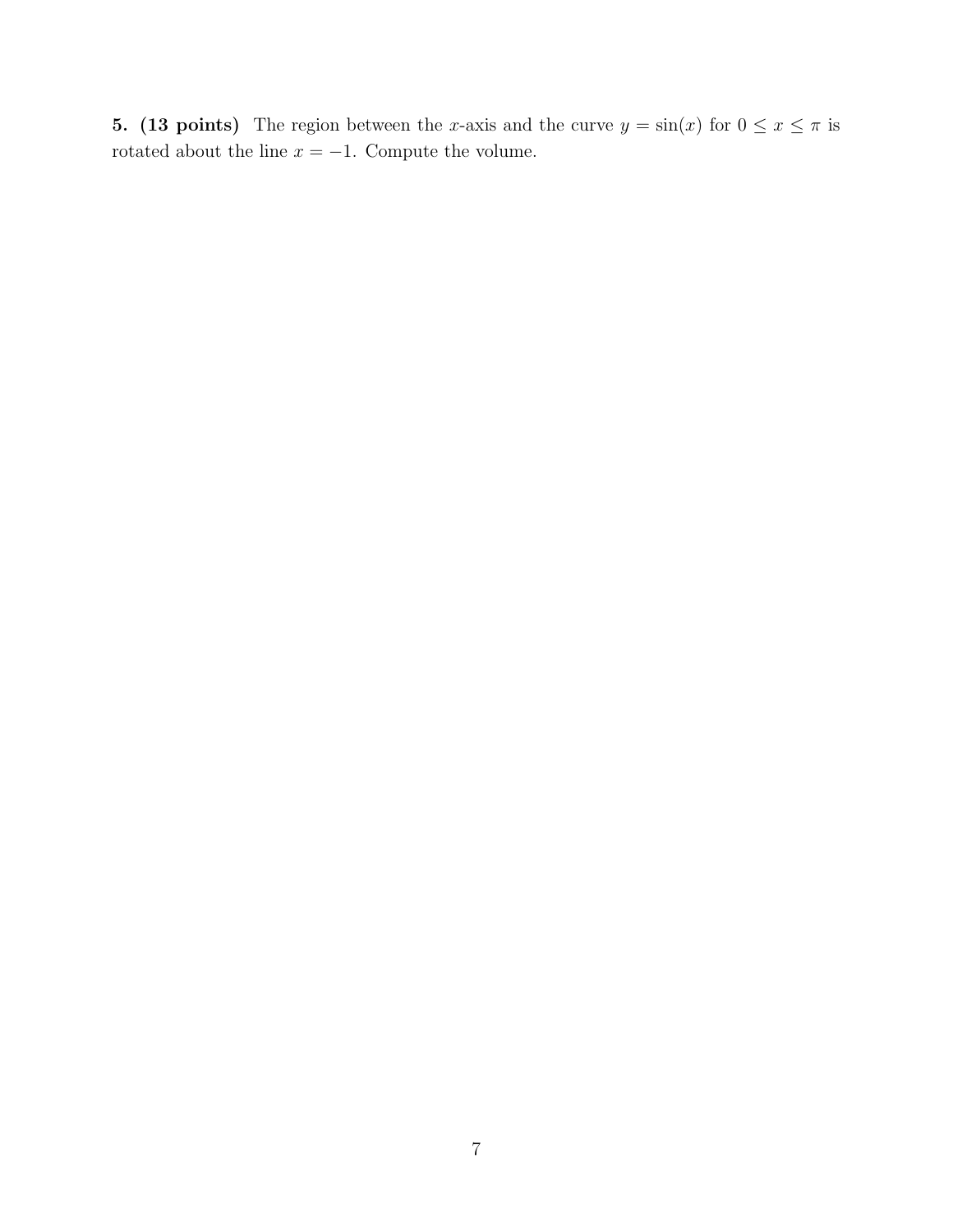**5. (13 points)** The region between the $x$-axis and the curve $y = \sin(x)$ for $0 \leq x \leq \pi$ is rotated about the line $x = -1$. Compute the volume.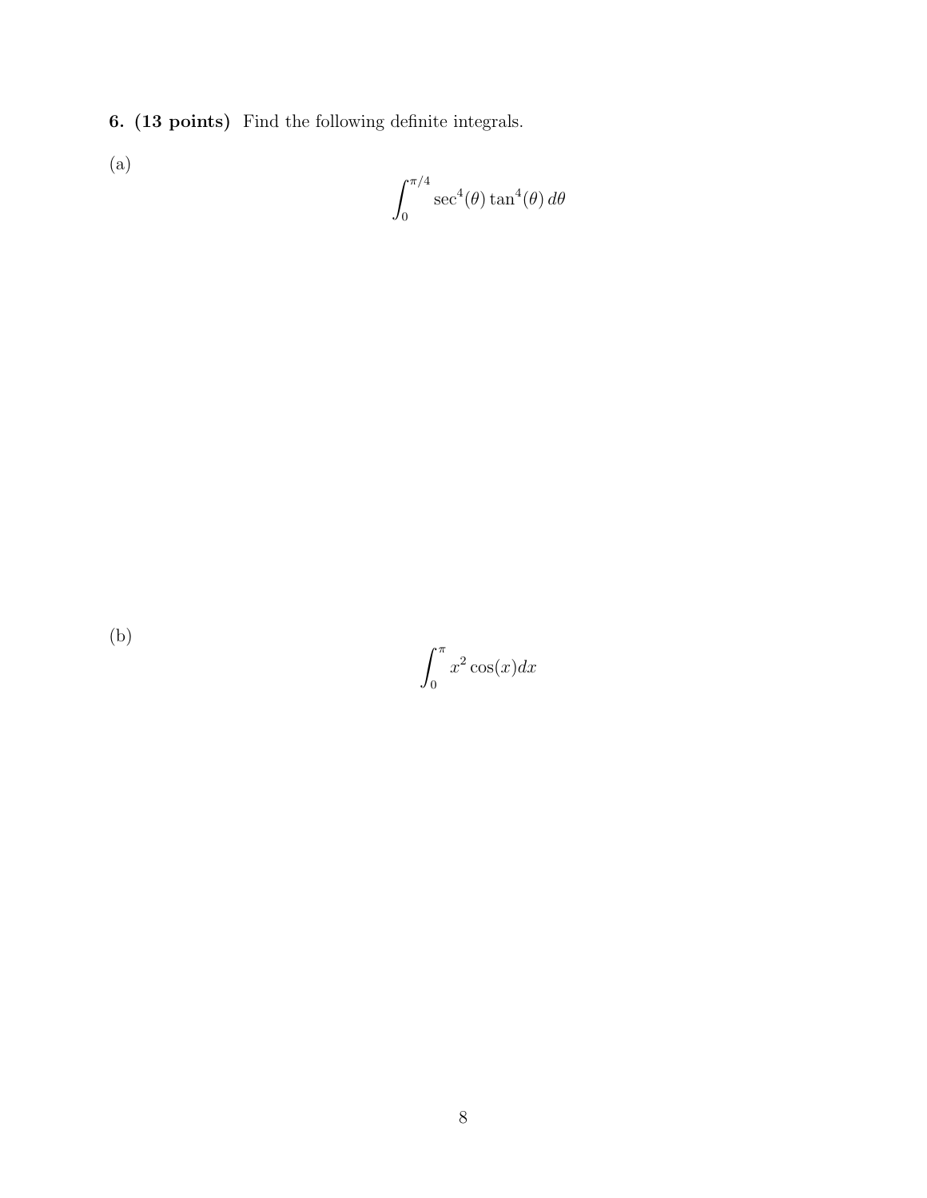**6. (13 points)** Find the following definite integrals.

(a)

$$\int_0^{\pi/4} \sec^4(\theta) \tan^4(\theta) \, d\theta$$

(b)

$$\int_0^{\pi} x^2 \cos(x) dx$$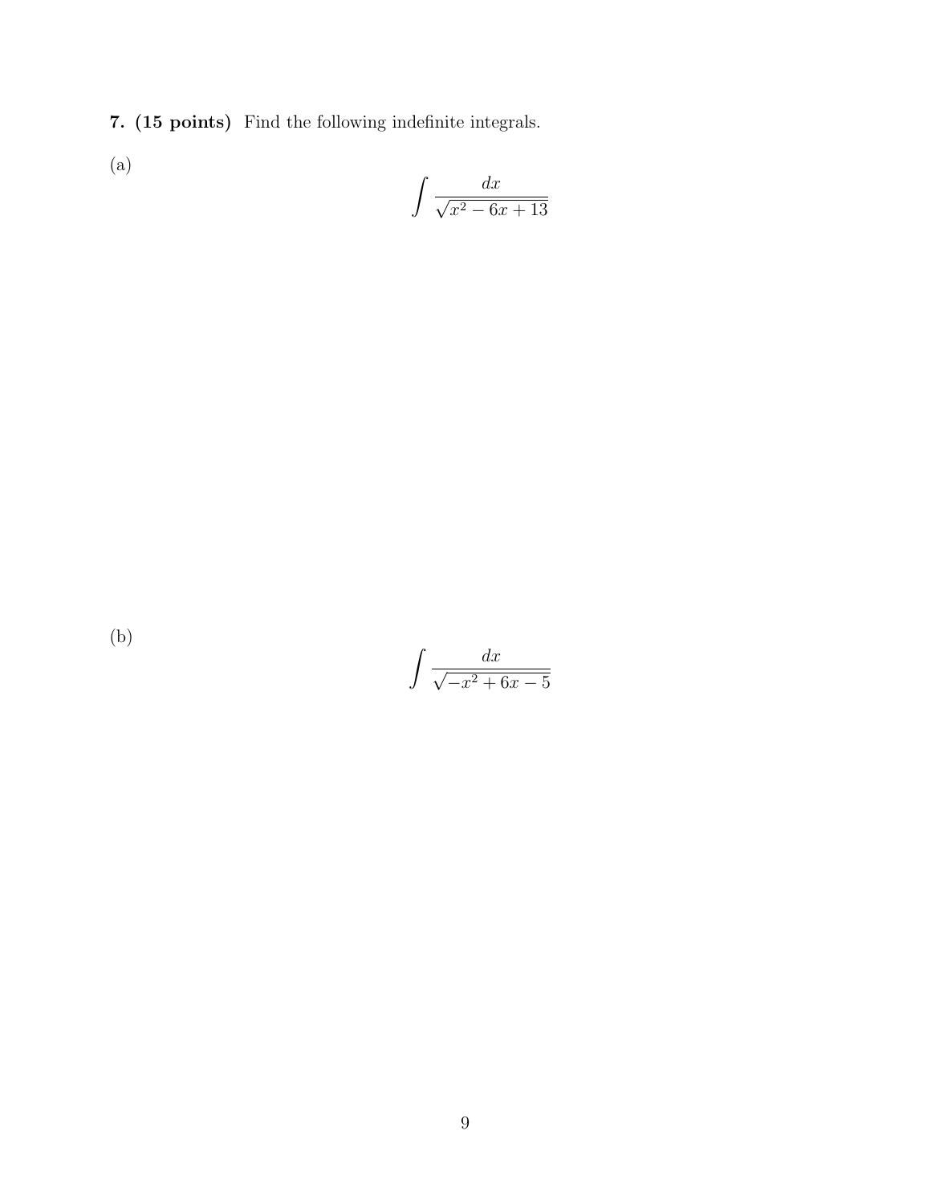**7. (15 points)** Find the following indefinite integrals.

(a)

$$\int \frac{dx}{\sqrt{x^2 - 6x + 13}}$$

(b)

$$\int \frac{dx}{\sqrt{-x^2 + 6x - 5}}$$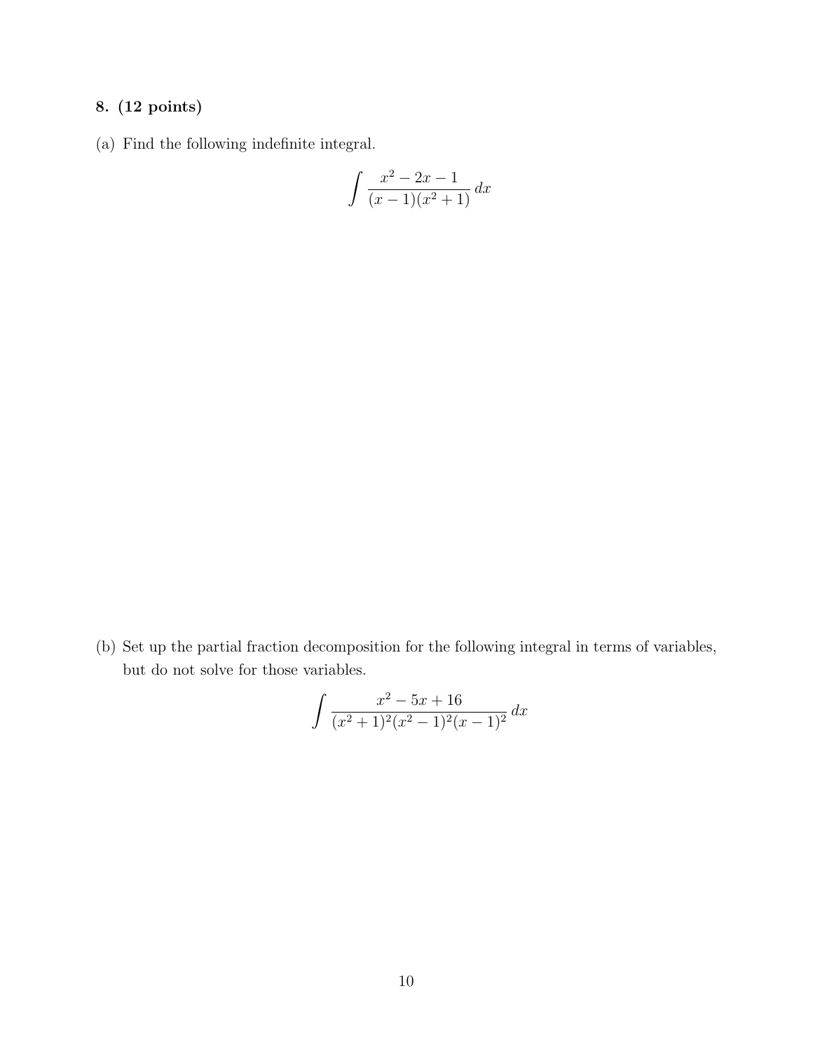**8. (12 points)**

(a) Find the following indefinite integral.

$$\int \frac{x^2 - 2x - 1}{(x-1)(x^2+1)}\, dx$$

(b) Set up the partial fraction decomposition for the following integral in terms of variables, but do not solve for those variables.

$$\int \frac{x^2 - 5x + 16}{(x^2+1)^2(x^2-1)^2(x-1)^2}\, dx$$